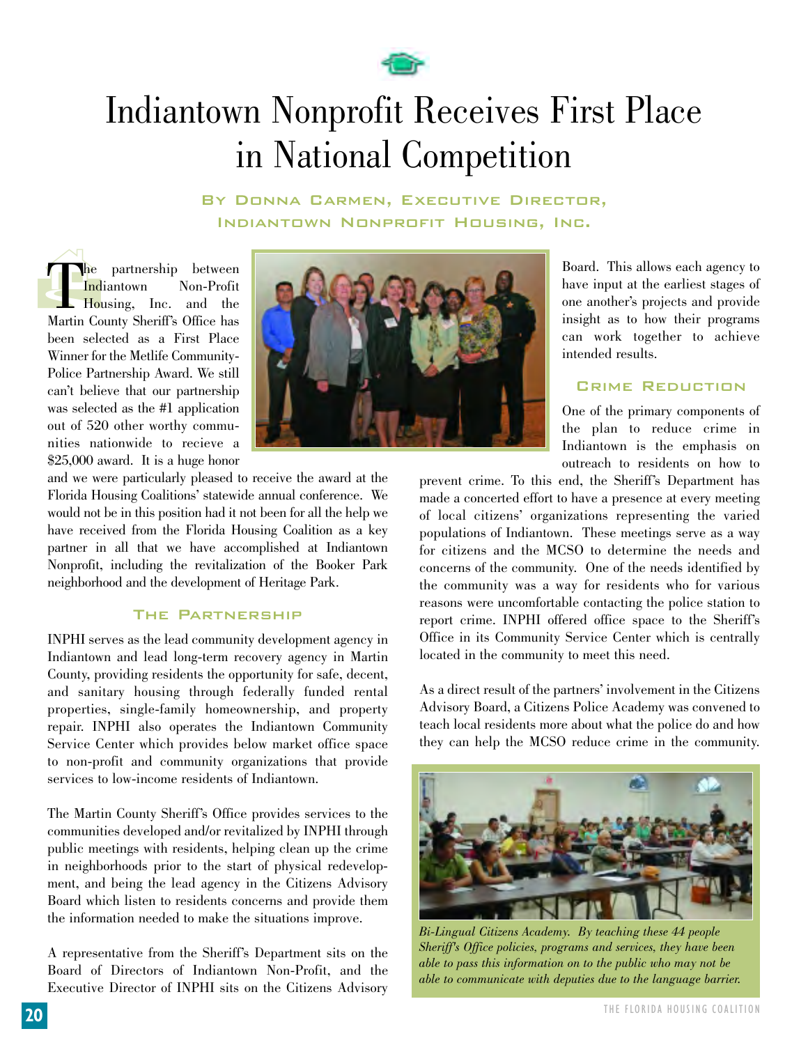# Indiantown Nonprofit Receives First Place in National Competition

By Donna Carmen, Executive Director, Indiantown Nonprofit Housing, Inc.

The partnership between Indiantown Non-Profit Housing, Inc. and the Martin County Sheriff's Office has been selected as a First Place Winner for the Metlife Community-Police Partnership Award. We still can't believe that our partnership was selected as the #1 application out of 520 other worthy communities nationwide to recieve a $25,000 award. It is a huge honor and we were particularly pleased to receive the award at the Florida Housing Coalitions' statewide annual conference. We would not be in this position had it not been for all the help we have received from the Florida Housing Coalition as a key partner in all that we have accomplished at Indiantown Nonprofit, including the revitalization of the Booker Park neighborhood and the development of Heritage Park.

## The Partnership

INPHI serves as the lead community development agency in Indiantown and lead long-term recovery agency in Martin County, providing residents the opportunity for safe, decent, and sanitary housing through federally funded rental properties, single-family homeownership, and property repair. INPHI also operates the Indiantown Community Service Center which provides below market office space to non-profit and community organizations that provide services to low-income residents of Indiantown.

The Martin County Sheriff's Office provides services to the communities developed and/or revitalized by INPHI through public meetings with residents, helping clean up the crime in neighborhoods prior to the start of physical redevelopment, and being the lead agency in the Citizens Advisory Board which listen to residents concerns and provide them the information needed to make the situations improve.

A representative from the Sheriff's Department sits on the Board of Directors of Indiantown Non-Profit, and the Executive Director of INPHI sits on the Citizens Advisory Board. This allows each agency to have input at the earliest stages of one another's projects and provide insight as to how their programs can work together to achieve intended results.

## Crime Reduction

One of the primary components of the plan to reduce crime in Indiantown is the emphasis on outreach to residents on how to prevent crime. To this end, the Sheriff's Department has made a concerted effort to have a presence at every meeting of local citizens' organizations representing the varied populations of Indiantown. These meetings serve as a way for citizens and the MCSO to determine the needs and concerns of the community. One of the needs identified by the community was a way for residents who for various reasons were uncomfortable contacting the police station to report crime. INPHI offered office space to the Sheriff's Office in its Community Service Center which is centrally located in the community to meet this need.

As a direct result of the partners' involvement in the Citizens Advisory Board, a Citizens Police Academy was convened to teach local residents more about what the police do and how they can help the MCSO reduce crime in the community.

*Bi-Lingual Citizens Academy. By teaching these 44 people Sheriff's Office policies, programs and services, they have been able to pass this information on to the public who may not be able to communicate with deputies due to the language barrier.*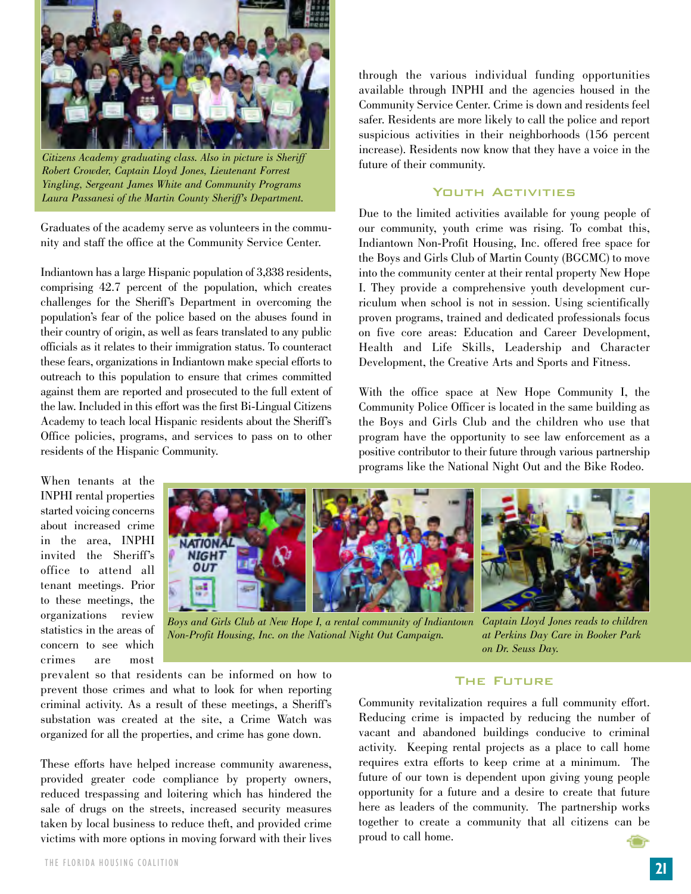*Citizens Academy graduating class. Also in picture is Sheriff Robert Crowder, Captain Lloyd Jones, Lieutenant Forrest Yingling, Sergeant James White and Community Programs Laura Passanesi of the Martin County Sheriff's Department.*

Graduates of the academy serve as volunteers in the community and staff the office at the Community Service Center.

Indiantown has a large Hispanic population of 3,838 residents, comprising 42.7 percent of the population, which creates challenges for the Sheriff's Department in overcoming the population's fear of the police based on the abuses found in their country of origin, as well as fears translated to any public officials as it relates to their immigration status. To counteract these fears, organizations in Indiantown make special efforts to outreach to this population to ensure that crimes committed against them are reported and prosecuted to the full extent of the law. Included in this effort was the first Bi-Lingual Citizens Academy to teach local Hispanic residents about the Sheriff's Office policies, programs, and services to pass on to other residents of the Hispanic Community.

When tenants at the INPHI rental properties started voicing concerns about increased crime in the area, INPHI invited the Sheriff's office to attend all tenant meetings. Prior to these meetings, the organizations review statistics in the areas of concern to see which crimes are most prevalent so that residents can be informed on how to prevent those crimes and what to look for when reporting criminal activity. As a result of these meetings, a Sheriff's substation was created at the site, a Crime Watch was organized for all the properties, and crime has gone down.

These efforts have helped increase community awareness, provided greater code compliance by property owners, reduced trespassing and loitering which has hindered the sale of drugs on the streets, increased security measures taken by local business to reduce theft, and provided crime victims with more options in moving forward with their lives through the various individual funding opportunities available through INPHI and the agencies housed in the Community Service Center. Crime is down and residents feel safer. Residents are more likely to call the police and report suspicious activities in their neighborhoods (156 percent increase). Residents now know that they have a voice in the future of their community.

## Youth Activities

Due to the limited activities available for young people of our community, youth crime was rising. To combat this, Indiantown Non-Profit Housing, Inc. offered free space for the Boys and Girls Club of Martin County (BGCMC) to move into the community center at their rental property New Hope I. They provide a comprehensive youth development curriculum when school is not in session. Using scientifically proven programs, trained and dedicated professionals focus on five core areas: Education and Career Development, Health and Life Skills, Leadership and Character Development, the Creative Arts and Sports and Fitness.

With the office space at New Hope Community I, the Community Police Officer is located in the same building as the Boys and Girls Club and the children who use that program have the opportunity to see law enforcement as a positive contributor to their future through various partnership programs like the National Night Out and the Bike Rodeo.

*Boys and Girls Club at New Hope I, a rental community of Indiantown Non-Profit Housing, Inc. on the National Night Out Campaign.*

*Captain Lloyd Jones reads to children at Perkins Day Care in Booker Park on Dr. Seuss Day.*

## The Future

Community revitalization requires a full community effort. Reducing crime is impacted by reducing the number of vacant and abandoned buildings conducive to criminal activity. Keeping rental projects as a place to call home requires extra efforts to keep crime at a minimum. The future of our town is dependent upon giving young people opportunity for a future and a desire to create that future here as leaders of the community. The partnership works together to create a community that all citizens can be proud to call home.